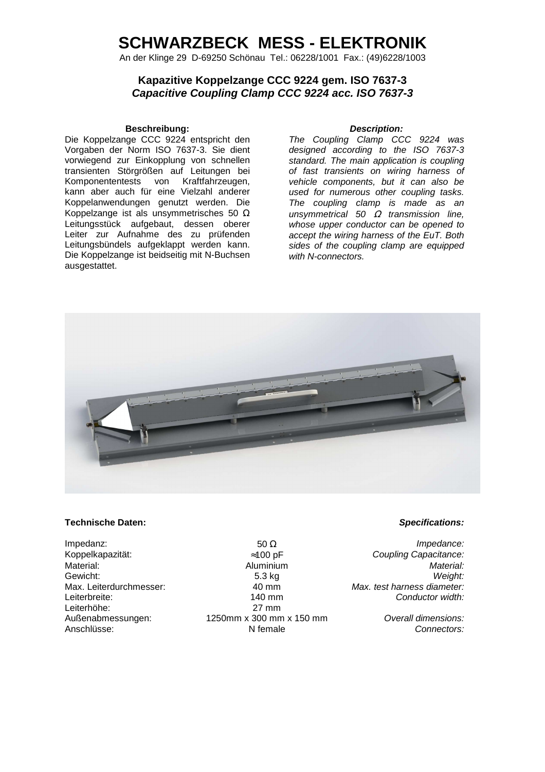# SCHWARZBECK MESS - ELEKTRONIK

An der Klinge 29 D-69250 Schönau Tel.: 06228/1001 Fax.: (49)6228/1003

## Kapazitive Koppelzange CCC 9224 gem. ISO 7637-3

## *Capacitive Coupling Clamp CCC 9224 acc. ISO 7637-3*

### Beschreibung:

Die Koppelzange CCC 9224 entspricht den Vorgaben der Norm ISO 7637-3. Sie dient vorwiegend zur Einkopplung von schnellen transienten Störgrößen auf Leitungen bei Komponententests von Kraftfahrzeugen, kann aber auch für eine Vielzahl anderer Koppelanwendungen genutzt werden. Die Koppelzange ist als unsymmetrisches 50 Ω Leitungsstück aufgebaut, dessen oberer Leiter zur Aufnahme des zu prüfenden Leitungsbündels aufgeklappt werden kann. Die Koppelzange ist beidseitig mit N-Buchsen ausgestattet.

### *Description:*

*The Coupling Clamp CCC 9224 was designed according to the ISO 7637-3 standard. The main application is coupling of fast transients on wiring harness of vehicle components, but it can also be used for numerous other coupling tasks. The coupling clamp is made as an unsymmetrical 50 Ω transmission line, whose upper conductor can be opened to accept the wiring harness of the EuT. Both sides of the coupling clamp are equipped with N-connectors.*

### Technische Daten: / *Specifications:*

| Technische Daten | | *Specifications* |
| --- | --- | --- |
| Impedanz: | 50 Ω | *Impedance:* |
| Koppelkapazität: | ≈100 pF | *Coupling Capacitance:* |
| Material: | Aluminium | *Material:* |
| Gewicht: | 5.3 kg | *Weight:* |
| Max. Leiterdurchmesser: | 40 mm | *Max. test harness diameter:* |
| Leiterbreite: | 140 mm | *Conductor width:* |
| Leiterhöhe: | 27 mm | |
| Außenabmessungen: | 1250mm x 300 mm x 150 mm | *Overall dimensions:* |
| Anschlüsse: | N female | *Connectors:* |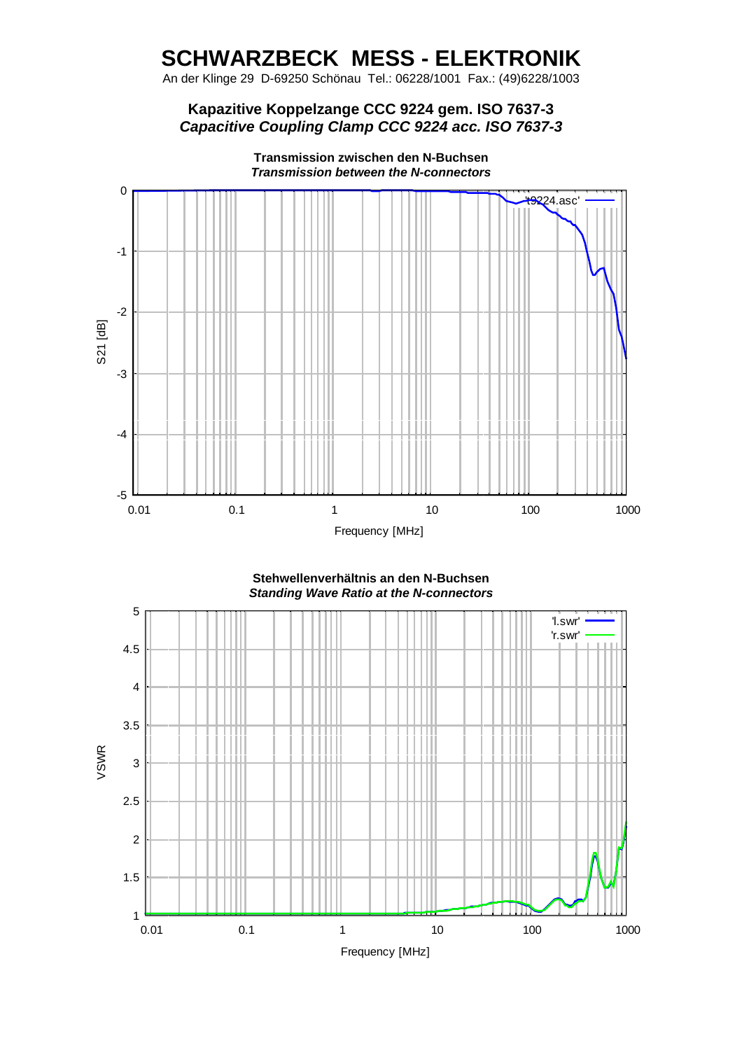# SCHWARZBECK MESS - ELEKTRONIK

An der Klinge 29 D-69250 Schönau Tel.: 06228/1001 Fax.: (49)6228/1003

## Kapazitive Koppelzange CCC 9224 gem. ISO 7637-3
## *Capacitive Coupling Clamp CCC 9224 acc. ISO 7637-3*

**Transmission zwischen den N-Buchsen**
***Transmission between the N-connectors***

S21 [dB]

't9224.asc'

Frequency [MHz]

**Stehwellenverhältnis an den N-Buchsen**
***Standing Wave Ratio at the N-connectors***

VSWR

'l.swr'
'r.swr'

Frequency [MHz]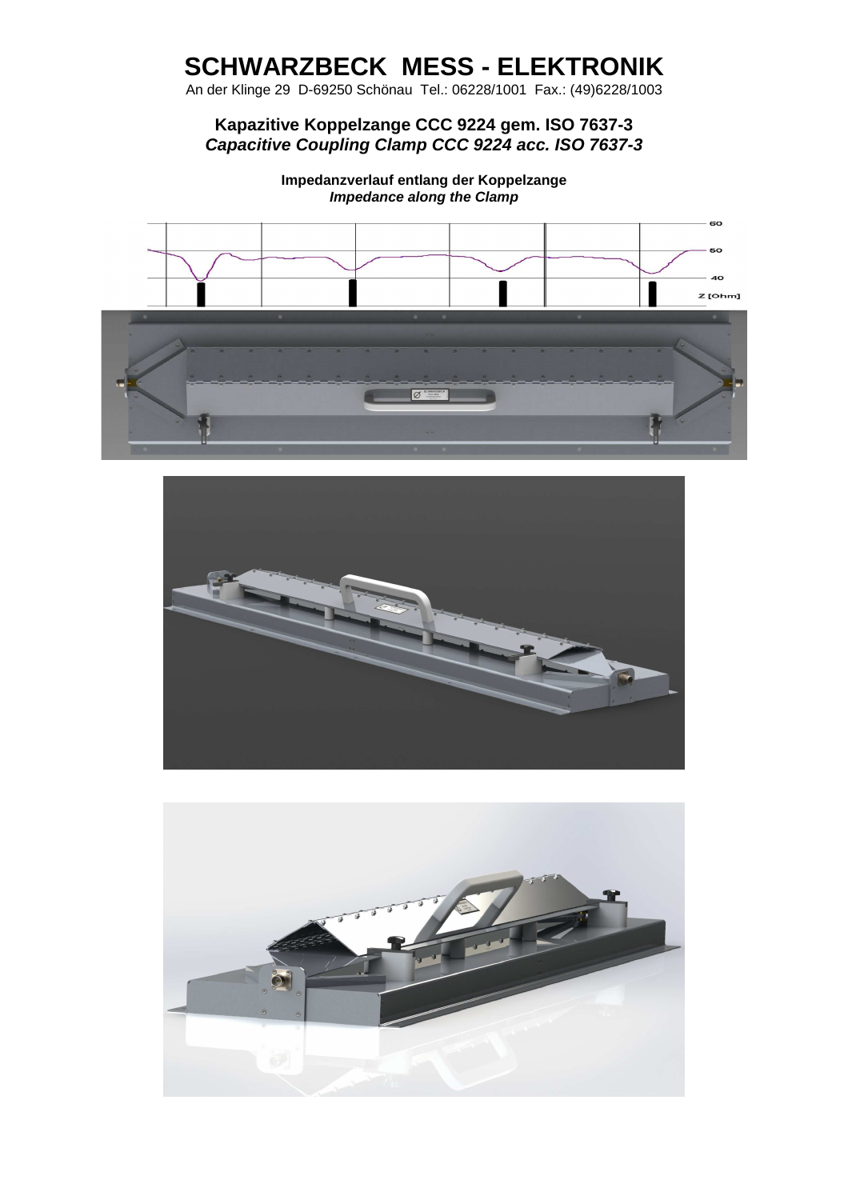# SCHWARZBECK MESS - ELEKTRONIK

An der Klinge 29 D-69250 Schönau Tel.: 06228/1001 Fax.: (49)6228/1003

## Kapazitive Koppelzange CCC 9224 gem. ISO 7637-3
## *Capacitive Coupling Clamp CCC 9224 acc. ISO 7637-3*

**Impedanzverlauf entlang der Koppelzange**
***Impedance along the Clamp***

60
50
40
Z [Ohm]